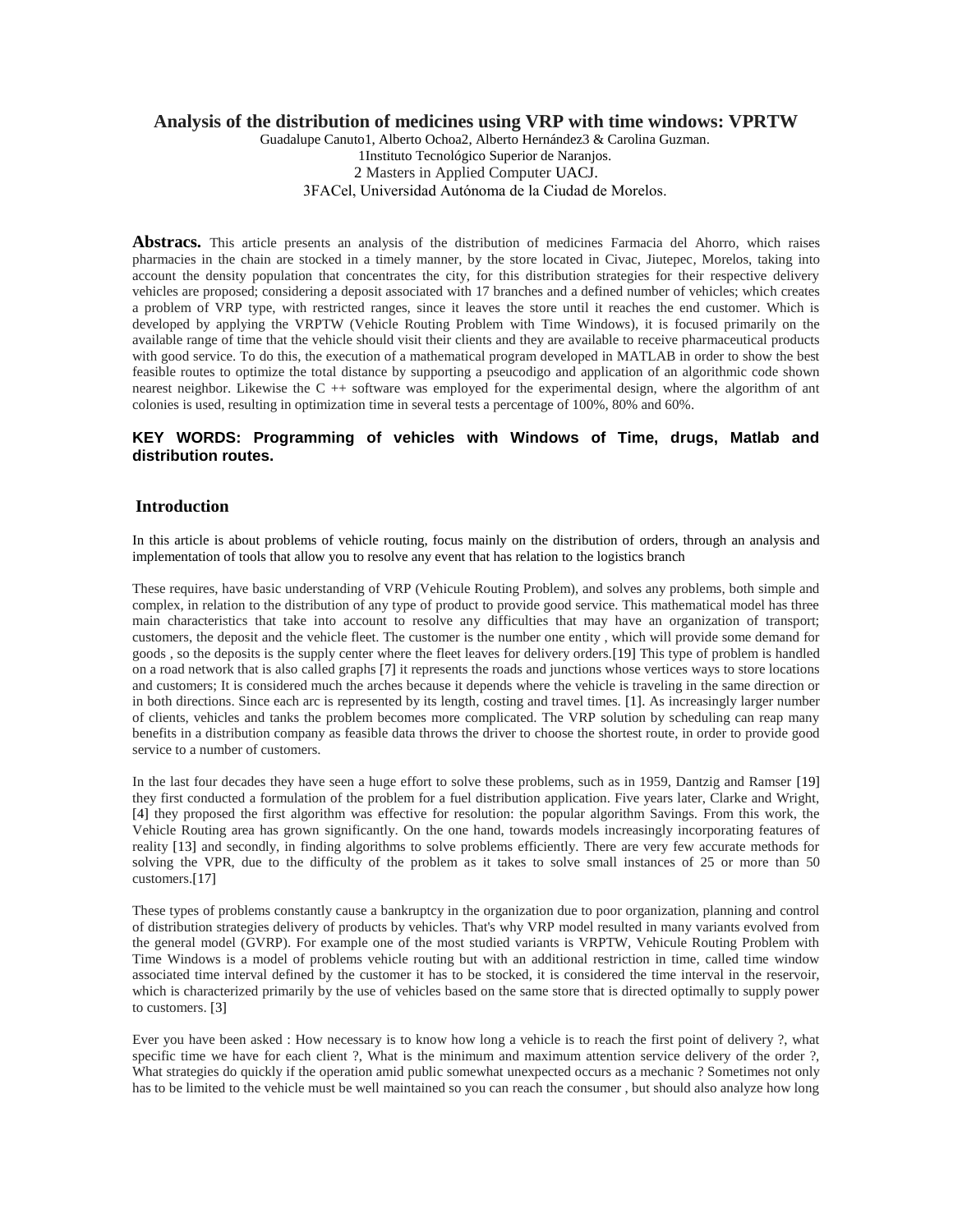# Analysis of the distribution of medicines using VRP with time windows: VPRTW

Guadalupe Canuto1, Alberto Ochoa2, Alberto Hernández3 & Carolina Guzman.

1Instituto Tecnológico Superior de Naranjos.

2 Masters in Applied Computer UACJ.

3FACel, Universidad Autónoma de la Ciudad de Morelos.

**Abstracs.** This article presents an analysis of the distribution of medicines Farmacia del Ahorro, which raises pharmacies in the chain are stocked in a timely manner, by the store located in Civac, Jiutepec, Morelos, taking into account the density population that concentrates the city, for this distribution strategies for their respective delivery vehicles are proposed; considering a deposit associated with 17 branches and a defined number of vehicles; which creates a problem of VRP type, with restricted ranges, since it leaves the store until it reaches the end customer. Which is developed by applying the VRPTW (Vehicle Routing Problem with Time Windows), it is focused primarily on the available range of time that the vehicle should visit their clients and they are available to receive pharmaceutical products with good service. To do this, the execution of a mathematical program developed in MATLAB in order to show the best feasible routes to optimize the total distance by supporting a pseucodigo and application of an algorithmic code shown nearest neighbor. Likewise the C ++ software was employed for the experimental design, where the algorithm of ant colonies is used, resulting in optimization time in several tests a percentage of 100%, 80% and 60%.

**KEY WORDS: Programming of vehicles with Windows of Time, drugs, Matlab and distribution routes.**

## Introduction

In this article is about problems of vehicle routing, focus mainly on the distribution of orders, through an analysis and implementation of tools that allow you to resolve any event that has relation to the logistics branch

These requires, have basic understanding of VRP (Vehicule Routing Problem), and solves any problems, both simple and complex, in relation to the distribution of any type of product to provide good service. This mathematical model has three main characteristics that take into account to resolve any difficulties that may have an organization of transport; customers, the deposit and the vehicle fleet. The customer is the number one entity , which will provide some demand for goods , so the deposits is the supply center where the fleet leaves for delivery orders.[19] This type of problem is handled on a road network that is also called graphs [7] it represents the roads and junctions whose vertices ways to store locations and customers; It is considered much the arches because it depends where the vehicle is traveling in the same direction or in both directions. Since each arc is represented by its length, costing and travel times. [1]. As increasingly larger number of clients, vehicles and tanks the problem becomes more complicated. The VRP solution by scheduling can reap many benefits in a distribution company as feasible data throws the driver to choose the shortest route, in order to provide good service to a number of customers.

In the last four decades they have seen a huge effort to solve these problems, such as in 1959, Dantzig and Ramser [19] they first conducted a formulation of the problem for a fuel distribution application. Five years later, Clarke and Wright, [4] they proposed the first algorithm was effective for resolution: the popular algorithm Savings. From this work, the Vehicle Routing area has grown significantly. On the one hand, towards models increasingly incorporating features of reality [13] and secondly, in finding algorithms to solve problems efficiently. There are very few accurate methods for solving the VPR, due to the difficulty of the problem as it takes to solve small instances of 25 or more than 50 customers.[17]

These types of problems constantly cause a bankruptcy in the organization due to poor organization, planning and control of distribution strategies delivery of products by vehicles. That's why VRP model resulted in many variants evolved from the general model (GVRP). For example one of the most studied variants is VRPTW, Vehicule Routing Problem with Time Windows is a model of problems vehicle routing but with an additional restriction in time, called time window associated time interval defined by the customer it has to be stocked, it is considered the time interval in the reservoir, which is characterized primarily by the use of vehicles based on the same store that is directed optimally to supply power to customers. [3]

Ever you have been asked : How necessary is to know how long a vehicle is to reach the first point of delivery ?, what specific time we have for each client ?, What is the minimum and maximum attention service delivery of the order ?, What strategies do quickly if the operation amid public somewhat unexpected occurs as a mechanic ? Sometimes not only has to be limited to the vehicle must be well maintained so you can reach the consumer , but should also analyze how long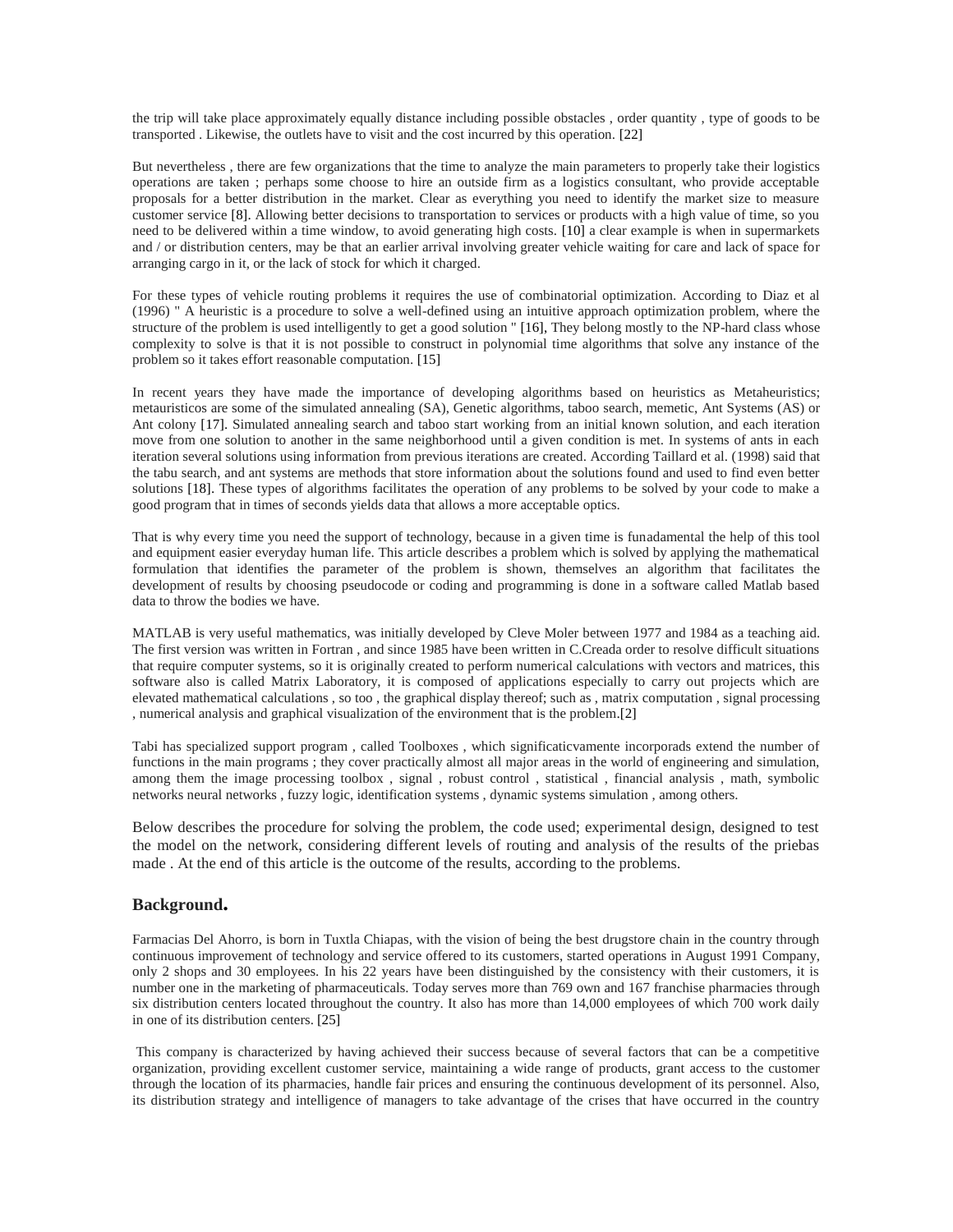the trip will take place approximately equally distance including possible obstacles , order quantity , type of goods to be transported . Likewise, the outlets have to visit and the cost incurred by this operation. [22]

But nevertheless , there are few organizations that the time to analyze the main parameters to properly take their logistics operations are taken ; perhaps some choose to hire an outside firm as a logistics consultant, who provide acceptable proposals for a better distribution in the market. Clear as everything you need to identify the market size to measure customer service [8]. Allowing better decisions to transportation to services or products with a high value of time, so you need to be delivered within a time window, to avoid generating high costs. [10] a clear example is when in supermarkets and / or distribution centers, may be that an earlier arrival involving greater vehicle waiting for care and lack of space for arranging cargo in it, or the lack of stock for which it charged.

For these types of vehicle routing problems it requires the use of combinatorial optimization. According to Diaz et al (1996) " A heuristic is a procedure to solve a well-defined using an intuitive approach optimization problem, where the structure of the problem is used intelligently to get a good solution " [16], They belong mostly to the NP-hard class whose complexity to solve is that it is not possible to construct in polynomial time algorithms that solve any instance of the problem so it takes effort reasonable computation. [15]

In recent years they have made the importance of developing algorithms based on heuristics as Metaheuristics; metauristicos are some of the simulated annealing (SA), Genetic algorithms, taboo search, memetic, Ant Systems (AS) or Ant colony [17]. Simulated annealing search and taboo start working from an initial known solution, and each iteration move from one solution to another in the same neighborhood until a given condition is met. In systems of ants in each iteration several solutions using information from previous iterations are created. According Taillard et al. (1998) said that the tabu search, and ant systems are methods that store information about the solutions found and used to find even better solutions [18]. These types of algorithms facilitates the operation of any problems to be solved by your code to make a good program that in times of seconds yields data that allows a more acceptable optics.

That is why every time you need the support of technology, because in a given time is funadamental the help of this tool and equipment easier everyday human life. This article describes a problem which is solved by applying the mathematical formulation that identifies the parameter of the problem is shown, themselves an algorithm that facilitates the development of results by choosing pseudocode or coding and programming is done in a software called Matlab based data to throw the bodies we have.

MATLAB is very useful mathematics, was initially developed by Cleve Moler between 1977 and 1984 as a teaching aid. The first version was written in Fortran , and since 1985 have been written in C.Creada order to resolve difficult situations that require computer systems, so it is originally created to perform numerical calculations with vectors and matrices, this software also is called Matrix Laboratory, it is composed of applications especially to carry out projects which are elevated mathematical calculations , so too , the graphical display thereof; such as , matrix computation , signal processing , numerical analysis and graphical visualization of the environment that is the problem.[2]

Tabi has specialized support program , called Toolboxes , which significaticvamente incorporads extend the number of functions in the main programs ; they cover practically almost all major areas in the world of engineering and simulation, among them the image processing toolbox , signal , robust control , statistical , financial analysis , math, symbolic networks neural networks , fuzzy logic, identification systems , dynamic systems simulation , among others.

Below describes the procedure for solving the problem, the code used; experimental design, designed to test the model on the network, considering different levels of routing and analysis of the results of the priebas made . At the end of this article is the outcome of the results, according to the problems.

## Background.

Farmacias Del Ahorro, is born in Tuxtla Chiapas, with the vision of being the best drugstore chain in the country through continuous improvement of technology and service offered to its customers, started operations in August 1991 Company, only 2 shops and 30 employees. In his 22 years have been distinguished by the consistency with their customers, it is number one in the marketing of pharmaceuticals. Today serves more than 769 own and 167 franchise pharmacies through six distribution centers located throughout the country. It also has more than 14,000 employees of which 700 work daily in one of its distribution centers. [25]

This company is characterized by having achieved their success because of several factors that can be a competitive organization, providing excellent customer service, maintaining a wide range of products, grant access to the customer through the location of its pharmacies, handle fair prices and ensuring the continuous development of its personnel. Also, its distribution strategy and intelligence of managers to take advantage of the crises that have occurred in the country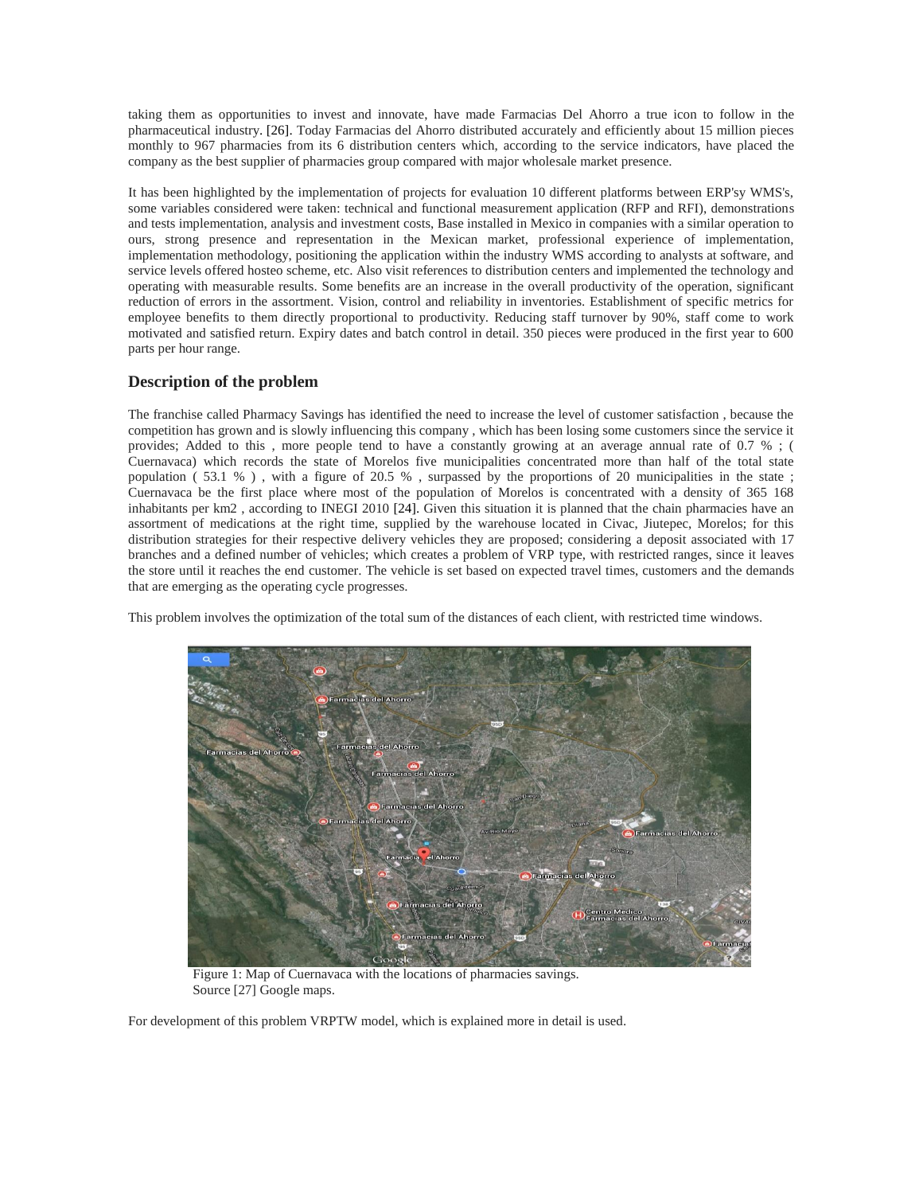taking them as opportunities to invest and innovate, have made Farmacias Del Ahorro a true icon to follow in the pharmaceutical industry. [26]. Today Farmacias del Ahorro distributed accurately and efficiently about 15 million pieces monthly to 967 pharmacies from its 6 distribution centers which, according to the service indicators, have placed the company as the best supplier of pharmacies group compared with major wholesale market presence.

It has been highlighted by the implementation of projects for evaluation 10 different platforms between ERP'sy WMS's, some variables considered were taken: technical and functional measurement application (RFP and RFI), demonstrations and tests implementation, analysis and investment costs, Base installed in Mexico in companies with a similar operation to ours, strong presence and representation in the Mexican market, professional experience of implementation, implementation methodology, positioning the application within the industry WMS according to analysts at software, and service levels offered hosteo scheme, etc. Also visit references to distribution centers and implemented the technology and operating with measurable results. Some benefits are an increase in the overall productivity of the operation, significant reduction of errors in the assortment. Vision, control and reliability in inventories. Establishment of specific metrics for employee benefits to them directly proportional to productivity. Reducing staff turnover by 90%, staff come to work motivated and satisfied return. Expiry dates and batch control in detail. 350 pieces were produced in the first year to 600 parts per hour range.

## Description of the problem

The franchise called Pharmacy Savings has identified the need to increase the level of customer satisfaction , because the competition has grown and is slowly influencing this company , which has been losing some customers since the service it provides; Added to this , more people tend to have a constantly growing at an average annual rate of 0.7 % ; ( Cuernavaca) which records the state of Morelos five municipalities concentrated more than half of the total state population ( 53.1 % ) , with a figure of 20.5 % , surpassed by the proportions of 20 municipalities in the state ; Cuernavaca be the first place where most of the population of Morelos is concentrated with a density of 365 168 inhabitants per km2 , according to INEGI 2010 [24]. Given this situation it is planned that the chain pharmacies have an assortment of medications at the right time, supplied by the warehouse located in Civac, Jiutepec, Morelos; for this distribution strategies for their respective delivery vehicles they are proposed; considering a deposit associated with 17 branches and a defined number of vehicles; which creates a problem of VRP type, with restricted ranges, since it leaves the store until it reaches the end customer. The vehicle is set based on expected travel times, customers and the demands that are emerging as the operating cycle progresses.

This problem involves the optimization of the total sum of the distances of each client, with restricted time windows.

Figure 1: Map of Cuernavaca with the locations of pharmacies savings.
Source [27] Google maps.

For development of this problem VRPTW model, which is explained more in detail is used.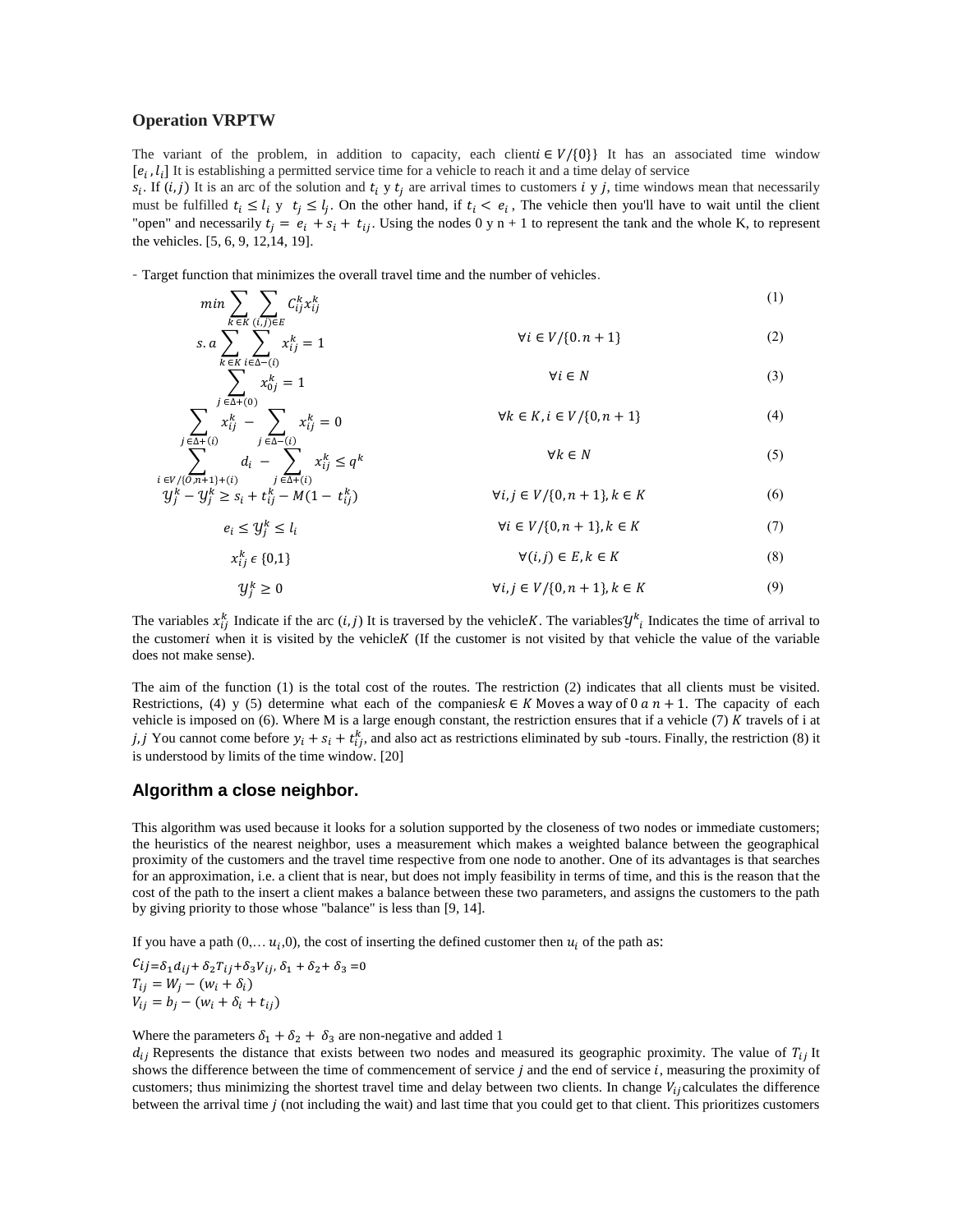### Operation VRPTW

The variant of the problem, in addition to capacity, each client$i \in V/\{0\}\}$ It has an associated time window $[e_i, l_i]$ It is establishing a permitted service time for a vehicle to reach it and a time delay of service $s_i$. If $(i, j)$ It is an arc of the solution and $t_i$ y $t_j$ are arrival times to customers $i$ y $j$, time windows mean that necessarily must be fulfilled $t_i \leq l_i$ y $t_j \leq l_j$. On the other hand, if $t_i < e_i$, The vehicle then you'll have to wait until the client "open" and necessarily $t_j = e_i + s_i + t_{ij}$. Using the nodes 0 y n + 1 to represent the tank and the whole K, to represent the vehicles. [5, 6, 9, 12,14, 19].

- Target function that minimizes the overall travel time and the number of vehicles.

$$min \sum_{k \in K} \sum_{(i,j) \in E} C_{ij}^k x_{ij}^k \tag{1}$$

$$s.a \sum_{k \in K} \sum_{i \in \Delta -(i)} x_{ij}^k = 1 \qquad \forall i \in V/\{0.n+1\} \tag{2}$$

$$\sum_{j \in \Delta +(0)} x_{0j}^k = 1 \qquad \forall i \in N \tag{3}$$

$$\sum_{j \in \Delta +(i)} x_{ij}^k - \sum_{j \in \Delta -(i)} x_{ij}^k = 0 \qquad \forall k \in K, i \in V/\{0, n+1\} \tag{4}$$

$$\sum_{i \in V/\{0,n+1\}+(i)} d_i - \sum_{j \in \Delta +(i)} x_{ij}^k \leq q^k \qquad \forall k \in N \tag{5}$$

$$\mathcal{Y}_j^k - \mathcal{Y}_j^k \geq s_i + t_{ij}^k - M(1 - t_{ij}^k) \qquad \forall i, j \in V/\{0, n+1\}, k \in K \tag{6}$$

$$e_i \leq \mathcal{Y}_j^k \leq l_i \qquad \forall i \in V/\{0, n+1\}, k \in K \tag{7}$$

$$x_{ij}^k \in \{0,1\} \qquad \forall (i,j) \in E, k \in K \tag{8}$$

$$\mathcal{Y}_j^k \geq 0 \qquad \forall i, j \in V/\{0, n+1\}, k \in K \tag{9}$$

The variables $x_{ij}^k$ Indicate if the arc $(i, j)$ It is traversed by the vehicle$K$. The variables$\mathcal{Y}^k{}_i$ Indicates the time of arrival to the customer$i$ when it is visited by the vehicle$K$ (If the customer is not visited by that vehicle the value of the variable does not make sense).

The aim of the function (1) is the total cost of the routes. The restriction (2) indicates that all clients must be visited. Restrictions, (4) y (5) determine what each of the companies$k \in K$ Moves a way of $0\ a\ n + 1$. The capacity of each vehicle is imposed on (6). Where M is a large enough constant, the restriction ensures that if a vehicle (7) $K$ travels of i at $j, j$ You cannot come before $y_i + s_i + t_{ij}^k$, and also act as restrictions eliminated by sub -tours. Finally, the restriction (8) it is understood by limits of the time window. [20]

### Algorithm a close neighbor.

This algorithm was used because it looks for a solution supported by the closeness of two nodes or immediate customers; the heuristics of the nearest neighbor, uses a measurement which makes a weighted balance between the geographical proximity of the customers and the travel time respective from one node to another. One of its advantages is that searches for an approximation, i.e. a client that is near, but does not imply feasibility in terms of time, and this is the reason that the cost of the path to the insert a client makes a balance between these two parameters, and assigns the customers to the path by giving priority to those whose "balance" is less than [9, 14].

If you have a path $(0, \ldots u_i, 0)$, the cost of inserting the defined customer then $u_i$ of the path as:

$c_{ij} = \delta_1 d_{ij} + \delta_2 T_{ij} + \delta_3 V_{ij}$, $\delta_1 + \delta_2 + \delta_3 = 0$
$T_{ij} = W_j - (w_i + \delta_i)$
$V_{ij} = b_j - (w_i + \delta_i + t_{ij})$

Where the parameters $\delta_1 + \delta_2 + \delta_3$ are non-negative and added 1
$d_{ij}$ Represents the distance that exists between two nodes and measured its geographic proximity. The value of $T_{ij}$ It shows the difference between the time of commencement of service $j$ and the end of service $i$, measuring the proximity of customers; thus minimizing the shortest travel time and delay between two clients. In change $V_{ij}$ calculates the difference between the arrival time $j$ (not including the wait) and last time that you could get to that client. This prioritizes customers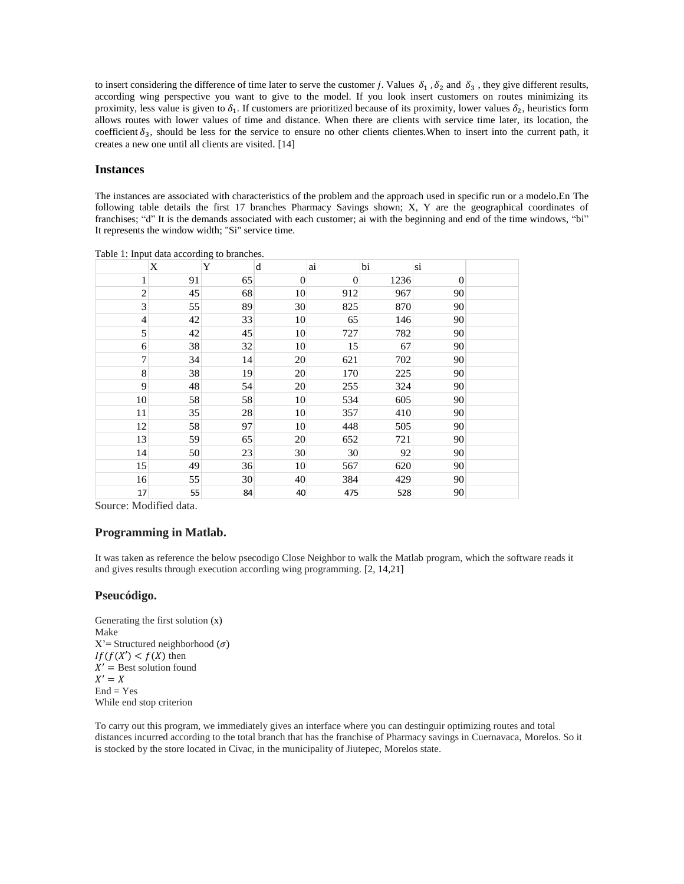to insert considering the difference of time later to serve the customer $j$. Values $\delta_1$ , $\delta_2$ and $\delta_3$ , they give different results, according wing perspective you want to give to the model. If you look insert customers on routes minimizing its proximity, less value is given to $\delta_1$. If customers are prioritized because of its proximity, lower values $\delta_2$, heuristics form allows routes with lower values of time and distance. When there are clients with service time later, its location, the coefficient $\delta_3$, should be less for the service to ensure no other clients clientes.When to insert into the current path, it creates a new one until all clients are visited. [14]

## Instances

The instances are associated with characteristics of the problem and the approach used in specific run or a modelo.En The following table details the first 17 branches Pharmacy Savings shown; X, Y are the geographical coordinates of franchises; "d" It is the demands associated with each customer; ai with the beginning and end of the time windows, "bi" It represents the window width; "Si" service time.

Table 1: Input data according to branches.

| | X | Y | d | ai | bi | si | |
|---|---|---|---|---|---|---|---|
| 1 | 91 | 65 | 0 | 0 | 1236 | 0 | |
| 2 | 45 | 68 | 10 | 912 | 967 | 90 | |
| 3 | 55 | 89 | 30 | 825 | 870 | 90 | |
| 4 | 42 | 33 | 10 | 65 | 146 | 90 | |
| 5 | 42 | 45 | 10 | 727 | 782 | 90 | |
| 6 | 38 | 32 | 10 | 15 | 67 | 90 | |
| 7 | 34 | 14 | 20 | 621 | 702 | 90 | |
| 8 | 38 | 19 | 20 | 170 | 225 | 90 | |
| 9 | 48 | 54 | 20 | 255 | 324 | 90 | |
| 10 | 58 | 58 | 10 | 534 | 605 | 90 | |
| 11 | 35 | 28 | 10 | 357 | 410 | 90 | |
| 12 | 58 | 97 | 10 | 448 | 505 | 90 | |
| 13 | 59 | 65 | 20 | 652 | 721 | 90 | |
| 14 | 50 | 23 | 30 | 30 | 92 | 90 | |
| 15 | 49 | 36 | 10 | 567 | 620 | 90 | |
| 16 | 55 | 30 | 40 | 384 | 429 | 90 | |
| 17 | 55 | 84 | 40 | 475 | 528 | 90 | |

Source: Modified data.

## Programming in Matlab.

It was taken as reference the below psecodigo Close Neighbor to walk the Matlab program, which the software reads it and gives results through execution according wing programming. [2, 14,21]

## Pseucódigo.

Generating the first solution (x)
Make
X'= Structured neighborhood ($\sigma$)
$If\,(f(X') < f(X)$ then
$X' =$ Best solution found
$X' = X$
End = Yes
While end stop criterion

To carry out this program, we immediately gives an interface where you can destinguir optimizing routes and total distances incurred according to the total branch that has the franchise of Pharmacy savings in Cuernavaca, Morelos. So it is stocked by the store located in Civac, in the municipality of Jiutepec, Morelos state.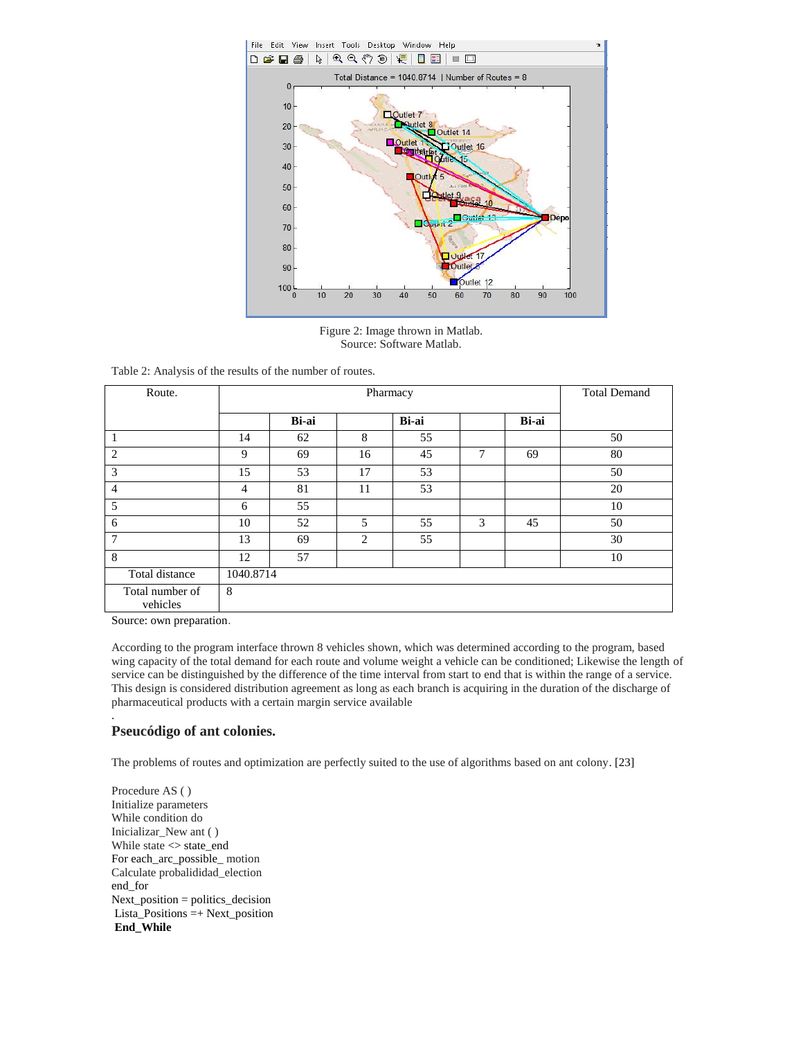Figure 2: Image thrown in Matlab.
Source: Software Matlab.

Table 2: Analysis of the results of the number of routes.

| Route. | Pharmacy | | | | | | Total Demand |
|---|---|---|---|---|---|---|---|
| | | Bi-ai | | Bi-ai | | Bi-ai | |
| 1 | 14 | 62 | 8 | 55 | | | 50 |
| 2 | 9 | 69 | 16 | 45 | 7 | 69 | 80 |
| 3 | 15 | 53 | 17 | 53 | | | 50 |
| 4 | 4 | 81 | 11 | 53 | | | 20 |
| 5 | 6 | 55 | | | | | 10 |
| 6 | 10 | 52 | 5 | 55 | 3 | 45 | 50 |
| 7 | 13 | 69 | 2 | 55 | | | 30 |
| 8 | 12 | 57 | | | | | 10 |
| Total distance | 1040.8714 | | | | | | |
| Total number of vehicles | 8 | | | | | | |

Source: own preparation.

According to the program interface thrown 8 vehicles shown, which was determined according to the program, based wing capacity of the total demand for each route and volume weight a vehicle can be conditioned; Likewise the length of service can be distinguished by the difference of the time interval from start to end that is within the range of a service. This design is considered distribution agreement as long as each branch is acquiring in the duration of the discharge of pharmaceutical products with a certain margin service available

.

## Pseucódigo of ant colonies.

The problems of routes and optimization are perfectly suited to the use of algorithms based on ant colony. [23]

```
Procedure AS ( )
Initialize parameters
While condition do
Inicializar_New ant ( )
While state <> state_end
For each_arc_possible_ motion
Calculate probalididad_election
end_for
Next_position = politics_decision
 Lista_Positions =+ Next_position
 End_While
```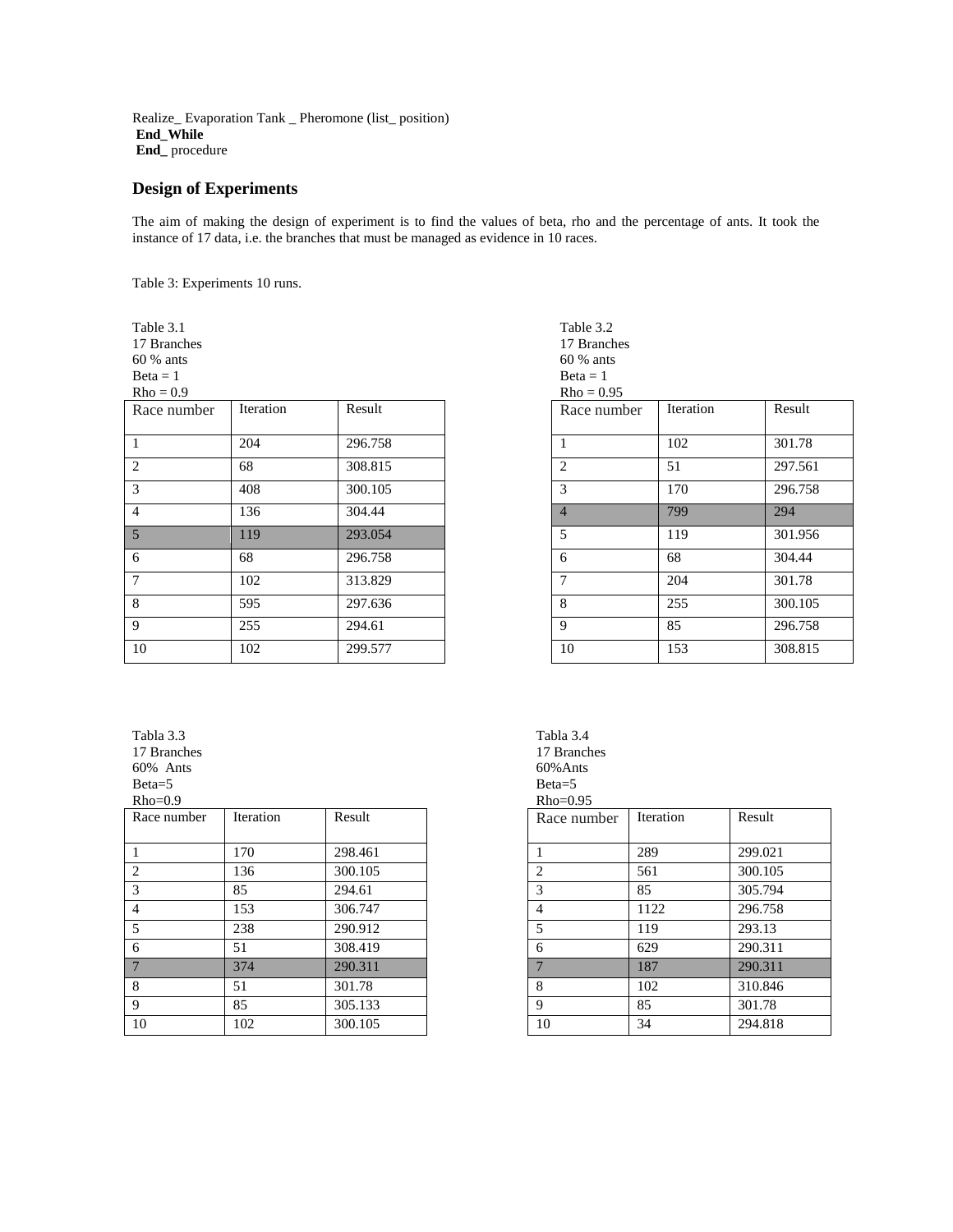Realize_ Evaporation Tank _ Pheromone (list_ position)
**End_While**
**End_** procedure

## Design of Experiments

The aim of making the design of experiment is to find the values of beta, rho and the percentage of ants. It took the instance of 17 data, i.e. the branches that must be managed as evidence in 10 races.

Table 3: Experiments 10 runs.

Table 3.1
17 Branches
60 % ants
Beta = 1
Rho = 0.9

| Race number | Iteration | Result |
|---|---|---|
| 1 | 204 | 296.758 |
| 2 | 68 | 308.815 |
| 3 | 408 | 300.105 |
| 4 | 136 | 304.44 |
| 5 | 119 | 293.054 |
| 6 | 68 | 296.758 |
| 7 | 102 | 313.829 |
| 8 | 595 | 297.636 |
| 9 | 255 | 294.61 |
| 10 | 102 | 299.577 |

Table 3.2
17 Branches
60 % ants
Beta = 1
Rho = 0.95

| Race number | Iteration | Result |
|---|---|---|
| 1 | 102 | 301.78 |
| 2 | 51 | 297.561 |
| 3 | 170 | 296.758 |
| 4 | 799 | 294 |
| 5 | 119 | 301.956 |
| 6 | 68 | 304.44 |
| 7 | 204 | 301.78 |
| 8 | 255 | 300.105 |
| 9 | 85 | 296.758 |
| 10 | 153 | 308.815 |

Tabla 3.3
17 Branches
60% Ants
Beta=5
Rho=0.9

| Race number | Iteration | Result |
|---|---|---|
| 1 | 170 | 298.461 |
| 2 | 136 | 300.105 |
| 3 | 85 | 294.61 |
| 4 | 153 | 306.747 |
| 5 | 238 | 290.912 |
| 6 | 51 | 308.419 |
| 7 | 374 | 290.311 |
| 8 | 51 | 301.78 |
| 9 | 85 | 305.133 |
| 10 | 102 | 300.105 |

Tabla 3.4
17 Branches
60%Ants
Beta=5
Rho=0.95

| Race number | Iteration | Result |
|---|---|---|
| 1 | 289 | 299.021 |
| 2 | 561 | 300.105 |
| 3 | 85 | 305.794 |
| 4 | 1122 | 296.758 |
| 5 | 119 | 293.13 |
| 6 | 629 | 290.311 |
| 7 | 187 | 290.311 |
| 8 | 102 | 310.846 |
| 9 | 85 | 301.78 |
| 10 | 34 | 294.818 |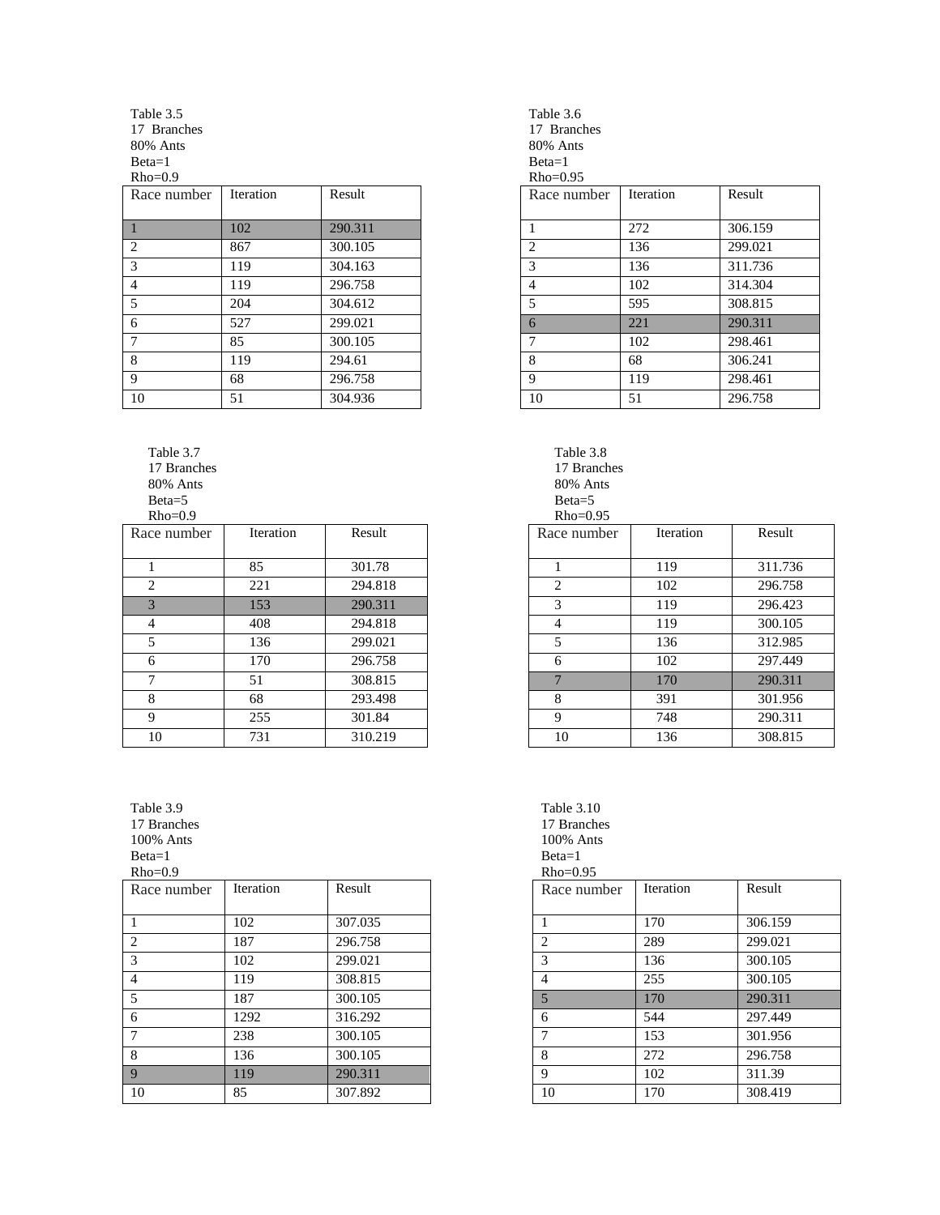Table 3.5
17 Branches
80% Ants
Beta=1
Rho=0.9

| Race number | Iteration | Result |
|---|---|---|
| 1 | 102 | 290.311 |
| 2 | 867 | 300.105 |
| 3 | 119 | 304.163 |
| 4 | 119 | 296.758 |
| 5 | 204 | 304.612 |
| 6 | 527 | 299.021 |
| 7 | 85 | 300.105 |
| 8 | 119 | 294.61 |
| 9 | 68 | 296.758 |
| 10 | 51 | 304.936 |

Table 3.6
17 Branches
80% Ants
Beta=1
Rho=0.95

| Race number | Iteration | Result |
|---|---|---|
| 1 | 272 | 306.159 |
| 2 | 136 | 299.021 |
| 3 | 136 | 311.736 |
| 4 | 102 | 314.304 |
| 5 | 595 | 308.815 |
| 6 | 221 | 290.311 |
| 7 | 102 | 298.461 |
| 8 | 68 | 306.241 |
| 9 | 119 | 298.461 |
| 10 | 51 | 296.758 |

Table 3.7
17 Branches
80% Ants
Beta=5
Rho=0.9

| Race number | Iteration | Result |
|---|---|---|
| 1 | 85 | 301.78 |
| 2 | 221 | 294.818 |
| 3 | 153 | 290.311 |
| 4 | 408 | 294.818 |
| 5 | 136 | 299.021 |
| 6 | 170 | 296.758 |
| 7 | 51 | 308.815 |
| 8 | 68 | 293.498 |
| 9 | 255 | 301.84 |
| 10 | 731 | 310.219 |

Table 3.8
17 Branches
80% Ants
Beta=5
Rho=0.95

| Race number | Iteration | Result |
|---|---|---|
| 1 | 119 | 311.736 |
| 2 | 102 | 296.758 |
| 3 | 119 | 296.423 |
| 4 | 119 | 300.105 |
| 5 | 136 | 312.985 |
| 6 | 102 | 297.449 |
| 7 | 170 | 290.311 |
| 8 | 391 | 301.956 |
| 9 | 748 | 290.311 |
| 10 | 136 | 308.815 |

Table 3.9
17 Branches
100% Ants
Beta=1
Rho=0.9

| Race number | Iteration | Result |
|---|---|---|
| 1 | 102 | 307.035 |
| 2 | 187 | 296.758 |
| 3 | 102 | 299.021 |
| 4 | 119 | 308.815 |
| 5 | 187 | 300.105 |
| 6 | 1292 | 316.292 |
| 7 | 238 | 300.105 |
| 8 | 136 | 300.105 |
| 9 | 119 | 290.311 |
| 10 | 85 | 307.892 |

Table 3.10
17 Branches
100% Ants
Beta=1
Rho=0.95

| Race number | Iteration | Result |
|---|---|---|
| 1 | 170 | 306.159 |
| 2 | 289 | 299.021 |
| 3 | 136 | 300.105 |
| 4 | 255 | 300.105 |
| 5 | 170 | 290.311 |
| 6 | 544 | 297.449 |
| 7 | 153 | 301.956 |
| 8 | 272 | 296.758 |
| 9 | 102 | 311.39 |
| 10 | 170 | 308.419 |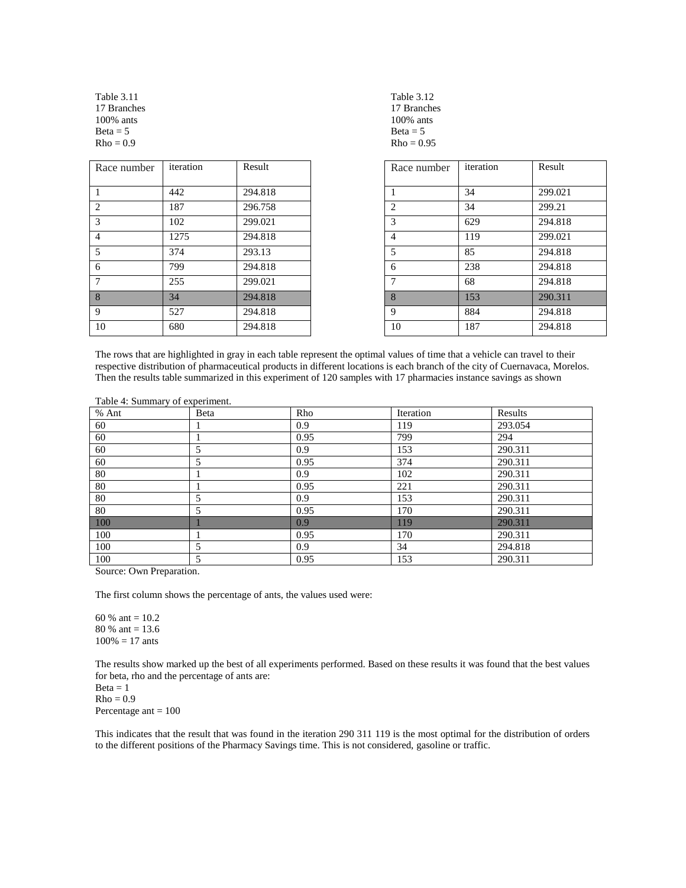Table 3.11
17 Branches
100% ants
Beta = 5
Rho = 0.9

| Race number | iteration | Result |
|---|---|---|
| 1 | 442 | 294.818 |
| 2 | 187 | 296.758 |
| 3 | 102 | 299.021 |
| 4 | 1275 | 294.818 |
| 5 | 374 | 293.13 |
| 6 | 799 | 294.818 |
| 7 | 255 | 299.021 |
| 8 | 34 | 294.818 |
| 9 | 527 | 294.818 |
| 10 | 680 | 294.818 |

Table 3.12
17 Branches
100% ants
Beta = 5
Rho = 0.95

| Race number | iteration | Result |
|---|---|---|
| 1 | 34 | 299.021 |
| 2 | 34 | 299.21 |
| 3 | 629 | 294.818 |
| 4 | 119 | 299.021 |
| 5 | 85 | 294.818 |
| 6 | 238 | 294.818 |
| 7 | 68 | 294.818 |
| 8 | 153 | 290.311 |
| 9 | 884 | 294.818 |
| 10 | 187 | 294.818 |

The rows that are highlighted in gray in each table represent the optimal values of time that a vehicle can travel to their respective distribution of pharmaceutical products in different locations is each branch of the city of Cuernavaca, Morelos. Then the results table summarized in this experiment of 120 samples with 17 pharmacies instance savings as shown

Table 4: Summary of experiment.

| % Ant | Beta | Rho | Iteration | Results |
|---|---|---|---|---|
| 60 | 1 | 0.9 | 119 | 293.054 |
| 60 | 1 | 0.95 | 799 | 294 |
| 60 | 5 | 0.9 | 153 | 290.311 |
| 60 | 5 | 0.95 | 374 | 290.311 |
| 80 | 1 | 0.9 | 102 | 290.311 |
| 80 | 1 | 0.95 | 221 | 290.311 |
| 80 | 5 | 0.9 | 153 | 290.311 |
| 80 | 5 | 0.95 | 170 | 290.311 |
| 100 | 1 | 0.9 | 119 | 290.311 |
| 100 | 1 | 0.95 | 170 | 290.311 |
| 100 | 5 | 0.9 | 34 | 294.818 |
| 100 | 5 | 0.95 | 153 | 290.311 |

Source: Own Preparation.

The first column shows the percentage of ants, the values used were:

60 % ant = 10.2
80 % ant = 13.6
100% = 17 ants

The results show marked up the best of all experiments performed. Based on these results it was found that the best values for beta, rho and the percentage of ants are:
Beta = 1
Rho = 0.9
Percentage ant = 100

This indicates that the result that was found in the iteration 290 311 119 is the most optimal for the distribution of orders to the different positions of the Pharmacy Savings time. This is not considered, gasoline or traffic.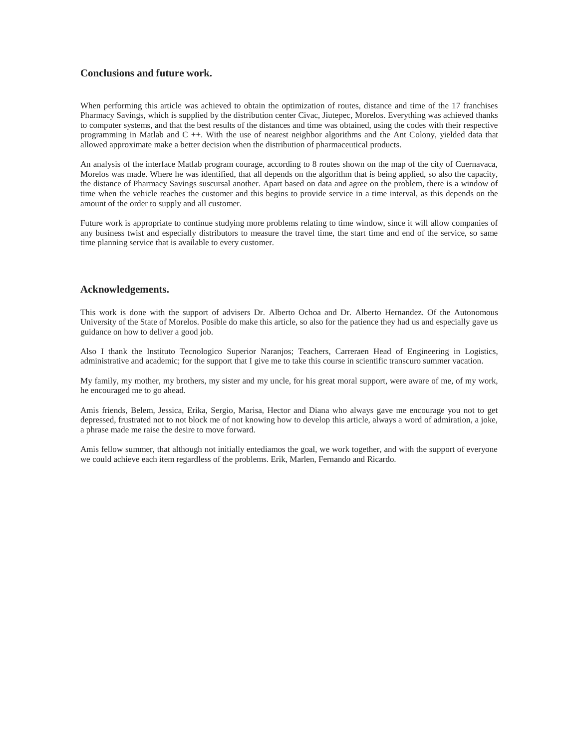## Conclusions and future work.

When performing this article was achieved to obtain the optimization of routes, distance and time of the 17 franchises Pharmacy Savings, which is supplied by the distribution center Civac, Jiutepec, Morelos. Everything was achieved thanks to computer systems, and that the best results of the distances and time was obtained, using the codes with their respective programming in Matlab and C ++. With the use of nearest neighbor algorithms and the Ant Colony, yielded data that allowed approximate make a better decision when the distribution of pharmaceutical products.

An analysis of the interface Matlab program courage, according to 8 routes shown on the map of the city of Cuernavaca, Morelos was made. Where he was identified, that all depends on the algorithm that is being applied, so also the capacity, the distance of Pharmacy Savings suscursal another. Apart based on data and agree on the problem, there is a window of time when the vehicle reaches the customer and this begins to provide service in a time interval, as this depends on the amount of the order to supply and all customer.

Future work is appropriate to continue studying more problems relating to time window, since it will allow companies of any business twist and especially distributors to measure the travel time, the start time and end of the service, so same time planning service that is available to every customer.

## Acknowledgements.

This work is done with the support of advisers Dr. Alberto Ochoa and Dr. Alberto Hernandez. Of the Autonomous University of the State of Morelos. Posible do make this article, so also for the patience they had us and especially gave us guidance on how to deliver a good job.

Also I thank the Instituto Tecnologico Superior Naranjos; Teachers, Carreraen Head of Engineering in Logistics, administrative and academic; for the support that I give me to take this course in scientific transcuro summer vacation.

My family, my mother, my brothers, my sister and my uncle, for his great moral support, were aware of me, of my work, he encouraged me to go ahead.

Amis friends, Belem, Jessica, Erika, Sergio, Marisa, Hector and Diana who always gave me encourage you not to get depressed, frustrated not to not block me of not knowing how to develop this article, always a word of admiration, a joke, a phrase made me raise the desire to move forward.

Amis fellow summer, that although not initially entediamos the goal, we work together, and with the support of everyone we could achieve each item regardless of the problems. Erik, Marlen, Fernando and Ricardo.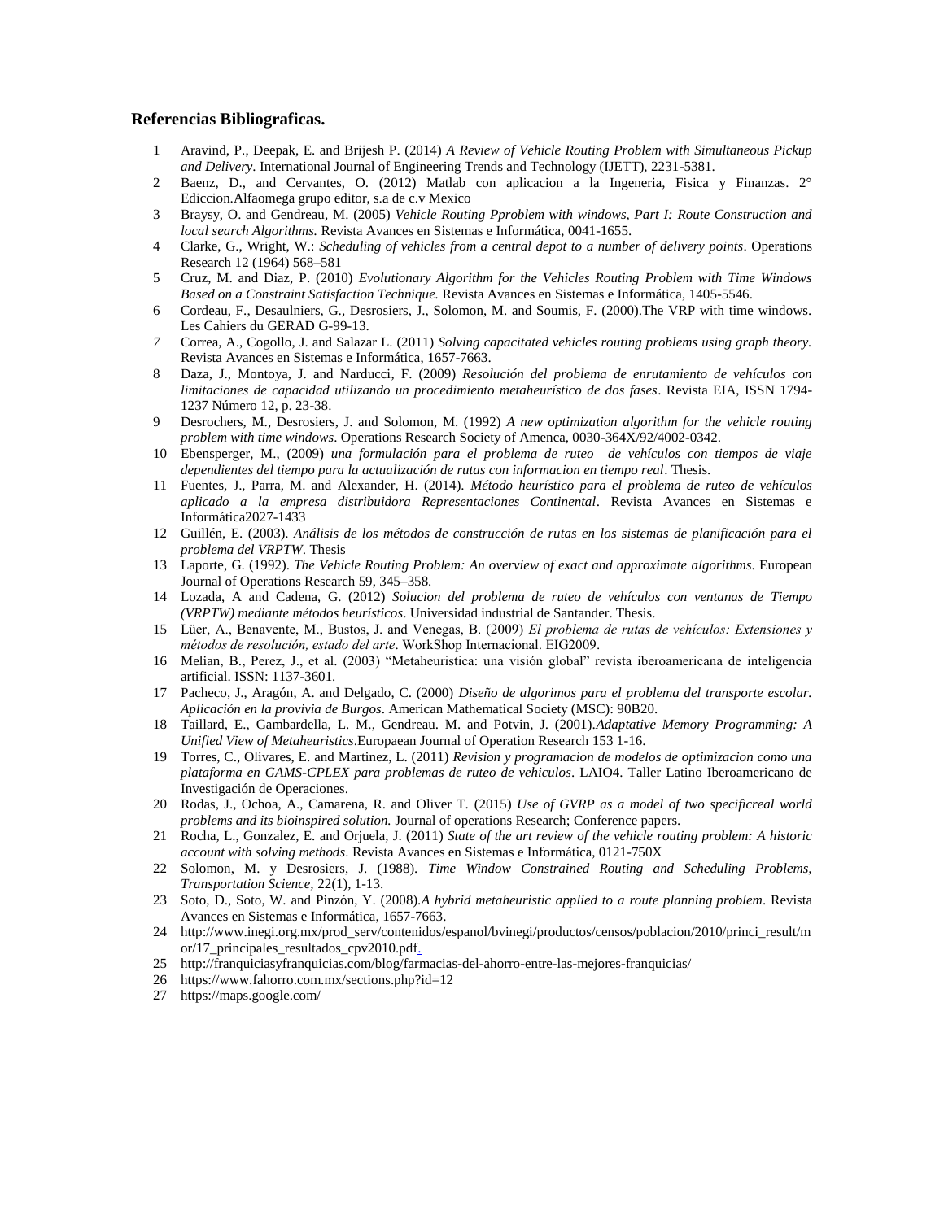**Referencias Bibliograficas.**

1. Aravind, P., Deepak, E. and Brijesh P. (2014) *A Review of Vehicle Routing Problem with Simultaneous Pickup and Delivery*. International Journal of Engineering Trends and Technology (IJETT), 2231-5381.
2. Baenz, D., and Cervantes, O. (2012) Matlab con aplicacion a la Ingeneria, Fisica y Finanzas. 2° Ediccion.Alfaomega grupo editor, s.a de c.v Mexico
3. Braysy, O. and Gendreau, M. (2005) *Vehicle Routing Pproblem with windows, Part I: Route Construction and local search Algorithms.* Revista Avances en Sistemas e Informática, 0041-1655.
4. Clarke, G., Wright, W.: *Scheduling of vehicles from a central depot to a number of delivery points*. Operations Research 12 (1964) 568–581
5. Cruz, M. and Diaz, P. (2010) *Evolutionary Algorithm for the Vehicles Routing Problem with Time Windows Based on a Constraint Satisfaction Technique.* Revista Avances en Sistemas e Informática, 1405-5546.
6. Cordeau, F., Desaulniers, G., Desrosiers, J., Solomon, M. and Soumis, F. (2000).The VRP with time windows. Les Cahiers du GERAD G-99-13.
7. Correa, A., Cogollo, J. and Salazar L. (2011) *Solving capacitated vehicles routing problems using graph theory.* Revista Avances en Sistemas e Informática, 1657-7663.
8. Daza, J., Montoya, J. and Narducci, F. (2009) *Resolución del problema de enrutamiento de vehículos con limitaciones de capacidad utilizando un procedimiento metaheurístico de dos fases*. Revista EIA, ISSN 1794-1237 Número 12, p. 23-38.
9. Desrochers, M., Desrosiers, J. and Solomon, M. (1992) *A new optimization algorithm for the vehicle routing problem with time windows*. Operations Research Society of Amenca, 0030-364X/92/4002-0342.
10. Ebensperger, M., (2009) *una formulación para el problema de ruteo de vehículos con tiempos de viaje dependientes del tiempo para la actualización de rutas con informacion en tiempo real*. Thesis.
11. Fuentes, J., Parra, M. and Alexander, H. (2014). *Método heurístico para el problema de ruteo de vehículos aplicado a la empresa distribuidora Representaciones Continental*. Revista Avances en Sistemas e Informática2027-1433
12. Guillén, E. (2003). *Análisis de los métodos de construcción de rutas en los sistemas de planificación para el problema del VRPTW*. Thesis
13. Laporte, G. (1992). *The Vehicle Routing Problem: An overview of exact and approximate algorithms*. European Journal of Operations Research 59, 345–358.
14. Lozada, A and Cadena, G. (2012) *Solucion del problema de ruteo de vehículos con ventanas de Tiempo (VRPTW) mediante métodos heurísticos*. Universidad industrial de Santander. Thesis.
15. Lüer, A., Benavente, M., Bustos, J. and Venegas, B. (2009) *El problema de rutas de vehículos: Extensiones y métodos de resolución, estado del arte*. WorkShop Internacional. EIG2009.
16. Melian, B., Perez, J., et al. (2003) "Metaheuristica: una visión global" revista iberoamericana de inteligencia artificial. ISSN: 1137-3601.
17. Pacheco, J., Aragón, A. and Delgado, C. (2000) *Diseño de algorimos para el problema del transporte escolar. Aplicación en la provivia de Burgos*. American Mathematical Society (MSC): 90B20.
18. Taillard, E., Gambardella, L. M., Gendreau. M. and Potvin, J. (2001).*Adaptative Memory Programming: A Unified View of Metaheuristics*.Europaean Journal of Operation Research 153 1-16.
19. Torres, C., Olivares, E. and Martinez, L. (2011) *Revision y programacion de modelos de optimizacion como una plataforma en GAMS-CPLEX para problemas de ruteo de vehiculos*. LAIO4. Taller Latino Iberoamericano de Investigación de Operaciones.
20. Rodas, J., Ochoa, A., Camarena, R. and Oliver T. (2015) *Use of GVRP as a model of two specificreal world problems and its bioinspired solution.* Journal of operations Research; Conference papers.
21. Rocha, L., Gonzalez, E. and Orjuela, J. (2011) *State of the art review of the vehicle routing problem: A historic account with solving methods*. Revista Avances en Sistemas e Informática, 0121-750X
22. Solomon, M. y Desrosiers, J. (1988). *Time Window Constrained Routing and Scheduling Problems, Transportation Science*, 22(1), 1-13.
23. Soto, D., Soto, W. and Pinzón, Y. (2008).*A hybrid metaheuristic applied to a route planning problem*. Revista Avances en Sistemas e Informática, 1657-7663.
24. http://www.inegi.org.mx/prod_serv/contenidos/espanol/bvinegi/productos/censos/poblacion/2010/princi_result/mor/17_principales_resultados_cpv2010.pdf.
25. http://franquiciasyfranquicias.com/blog/farmacias-del-ahorro-entre-las-mejores-franquicias/
26. https://www.fahorro.com.mx/sections.php?id=12
27. https://maps.google.com/